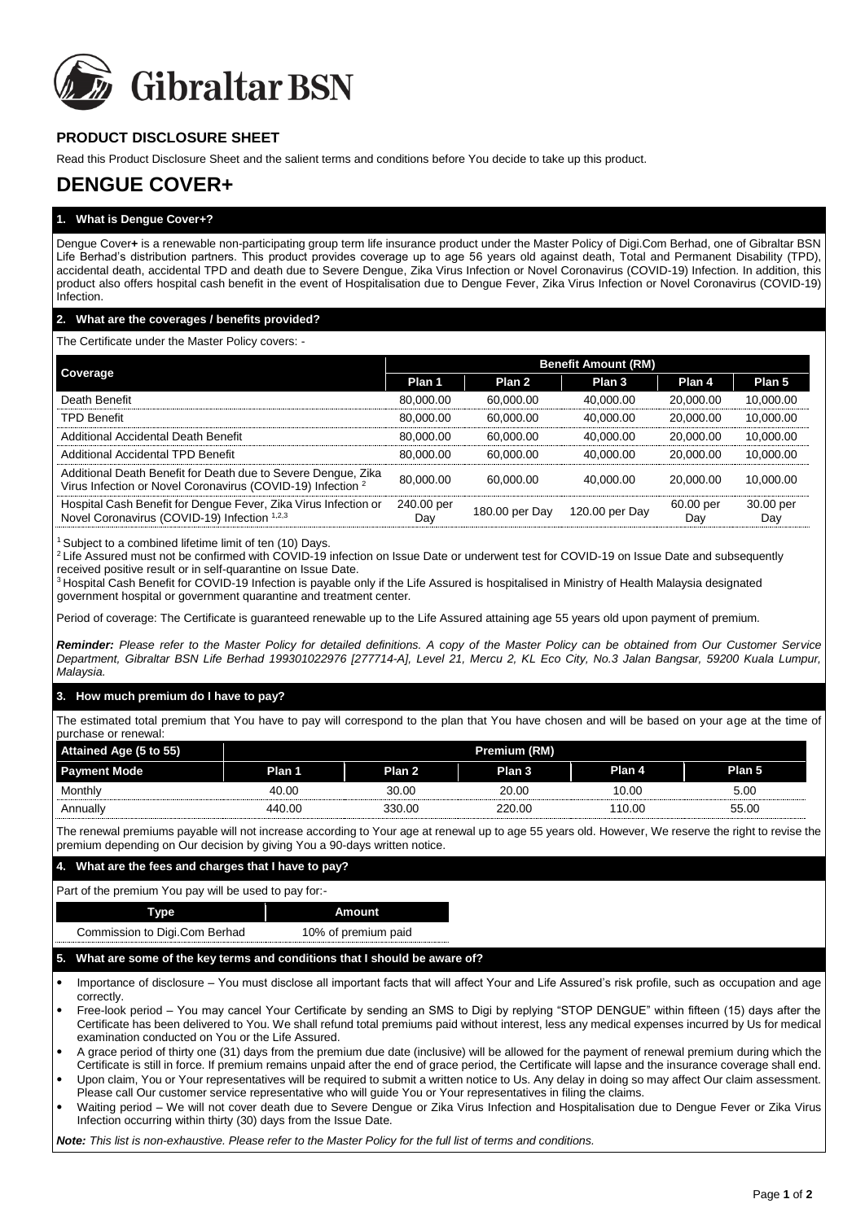Gibraltar BSN

## PRODUCT DISCLOSURE SHEET

Read this Product Disclosure Sheet and the salient terms and conditions before You decide to take up this product.

# DENGUE COVER+

### 1. What is Dengue Cover+?

Dengue Cover**+** is a renewable non-participating group term life insurance product under the Master Policy of Digi.Com Berhad, one of Gibraltar BSN Life Berhad's distribution partners. This product provides coverage up to age 56 years old against death, Total and Permanent Disability (TPD), accidental death, accidental TPD and death due to Severe Dengue, Zika Virus Infection or Novel Coronavirus (COVID-19) Infection. In addition, this product also offers hospital cash benefit in the event of Hospitalisation due to Dengue Fever, Zika Virus Infection or Novel Coronavirus (COVID-19) Infection.

### 2. What are the coverages / benefits provided?

The Certificate under the Master Policy covers: -

| Coverage | Benefit Amount (RM) | | | | |
|---|---|---|---|---|---|
| | Plan 1 | Plan 2 | Plan 3 | Plan 4 | Plan 5 |
| Death Benefit | 80,000.00 | 60,000.00 | 40,000.00 | 20,000.00 | 10,000.00 |
| TPD Benefit | 80,000.00 | 60,000.00 | 40,000.00 | 20,000.00 | 10,000.00 |
| Additional Accidental Death Benefit | 80,000.00 | 60,000.00 | 40,000.00 | 20,000.00 | 10,000.00 |
| Additional Accidental TPD Benefit | 80,000.00 | 60,000.00 | 40,000.00 | 20,000.00 | 10,000.00 |
| Additional Death Benefit for Death due to Severe Dengue, Zika Virus Infection or Novel Coronavirus (COVID-19) Infection [2] | 80,000.00 | 60,000.00 | 40,000.00 | 20,000.00 | 10,000.00 |
| Hospital Cash Benefit for Dengue Fever, Zika Virus Infection or Novel Coronavirus (COVID-19) Infection [1,2,3] | 240.00 per Day | 180.00 per Day | 120.00 per Day | 60.00 per Day | 30.00 per Day |

[1] Subject to a combined lifetime limit of ten (10) Days.
[2] Life Assured must not be confirmed with COVID-19 infection on Issue Date or underwent test for COVID-19 on Issue Date and subsequently received positive result or in self-quarantine on Issue Date.
[3] Hospital Cash Benefit for COVID-19 Infection is payable only if the Life Assured is hospitalised in Ministry of Health Malaysia designated government hospital or government quarantine and treatment center.

Period of coverage: The Certificate is guaranteed renewable up to the Life Assured attaining age 55 years old upon payment of premium.

***Reminder:*** *Please refer to the Master Policy for detailed definitions. A copy of the Master Policy can be obtained from Our Customer Service Department, Gibraltar BSN Life Berhad 199301022976 [277714-A], Level 21, Mercu 2, KL Eco City, No.3 Jalan Bangsar, 59200 Kuala Lumpur, Malaysia.*

### 3. How much premium do I have to pay?

The estimated total premium that You have to pay will correspond to the plan that You have chosen and will be based on your age at the time of purchase or renewal:

| Attained Age (5 to 55) | Premium (RM) | | | | |
|---|---|---|---|---|---|
| Payment Mode | Plan 1 | Plan 2 | Plan 3 | Plan 4 | Plan 5 |
| Monthly | 40.00 | 30.00 | 20.00 | 10.00 | 5.00 |
| Annually | 440.00 | 330.00 | 220.00 | 110.00 | 55.00 |

The renewal premiums payable will not increase according to Your age at renewal up to age 55 years old. However, We reserve the right to revise the premium depending on Our decision by giving You a 90-days written notice.

### 4. What are the fees and charges that I have to pay?

Part of the premium You pay will be used to pay for:-

| Type | Amount |
|---|---|
| Commission to Digi.Com Berhad | 10% of premium paid |

### 5. What are some of the key terms and conditions that I should be aware of?

- Importance of disclosure – You must disclose all important facts that will affect Your and Life Assured's risk profile, such as occupation and age correctly.
- Free-look period – You may cancel Your Certificate by sending an SMS to Digi by replying "STOP DENGUE" within fifteen (15) days after the Certificate has been delivered to You. We shall refund total premiums paid without interest, less any medical expenses incurred by Us for medical examination conducted on You or the Life Assured.
- A grace period of thirty one (31) days from the premium due date (inclusive) will be allowed for the payment of renewal premium during which the Certificate is still in force. If premium remains unpaid after the end of grace period, the Certificate will lapse and the insurance coverage shall end.
- Upon claim, You or Your representatives will be required to submit a written notice to Us. Any delay in doing so may affect Our claim assessment. Please call Our customer service representative who will guide You or Your representatives in filing the claims.
- Waiting period – We will not cover death due to Severe Dengue or Zika Virus Infection and Hospitalisation due to Dengue Fever or Zika Virus Infection occurring within thirty (30) days from the Issue Date.

***Note:*** *This list is non-exhaustive. Please refer to the Master Policy for the full list of terms and conditions.*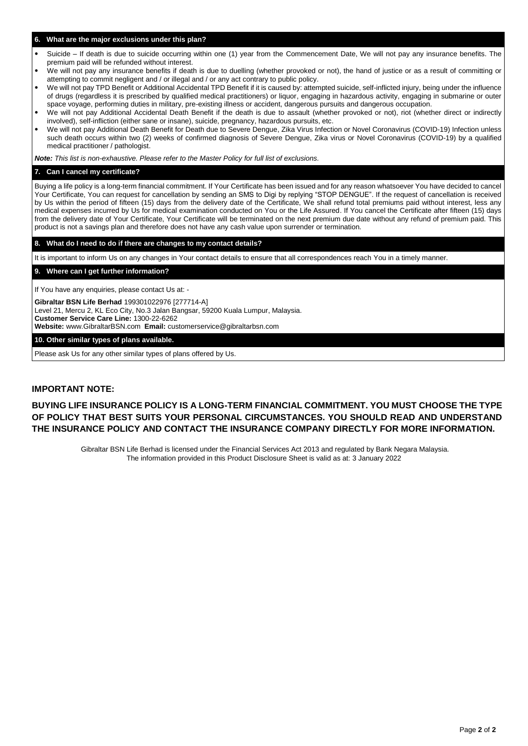## 6. What are the major exclusions under this plan?

- Suicide – If death is due to suicide occurring within one (1) year from the Commencement Date, We will not pay any insurance benefits. The premium paid will be refunded without interest.
- We will not pay any insurance benefits if death is due to duelling (whether provoked or not), the hand of justice or as a result of committing or attempting to commit negligent and / or illegal and / or any act contrary to public policy.
- We will not pay TPD Benefit or Additional Accidental TPD Benefit if it is caused by: attempted suicide, self-inflicted injury, being under the influence of drugs (regardless it is prescribed by qualified medical practitioners) or liquor, engaging in hazardous activity, engaging in submarine or outer space voyage, performing duties in military, pre-existing illness or accident, dangerous pursuits and dangerous occupation.
- We will not pay Additional Accidental Death Benefit if the death is due to assault (whether provoked or not), riot (whether direct or indirectly involved), self-infliction (either sane or insane), suicide, pregnancy, hazardous pursuits, etc.
- We will not pay Additional Death Benefit for Death due to Severe Dengue, Zika Virus Infection or Novel Coronavirus (COVID-19) Infection unless such death occurs within two (2) weeks of confirmed diagnosis of Severe Dengue, Zika virus or Novel Coronavirus (COVID-19) by a qualified medical practitioner / pathologist.

***Note:*** *This list is non-exhaustive. Please refer to the Master Policy for full list of exclusions.*

## 7. Can I cancel my certificate?

Buying a life policy is a long-term financial commitment. If Your Certificate has been issued and for any reason whatsoever You have decided to cancel Your Certificate, You can request for cancellation by sending an SMS to Digi by replying "STOP DENGUE". If the request of cancellation is received by Us within the period of fifteen (15) days from the delivery date of the Certificate, We shall refund total premiums paid without interest, less any medical expenses incurred by Us for medical examination conducted on You or the Life Assured. If You cancel the Certificate after fifteen (15) days from the delivery date of Your Certificate, Your Certificate will be terminated on the next premium due date without any refund of premium paid. This product is not a savings plan and therefore does not have any cash value upon surrender or termination.

## 8. What do I need to do if there are changes to my contact details?

It is important to inform Us on any changes in Your contact details to ensure that all correspondences reach You in a timely manner.

## 9. Where can I get further information?

If You have any enquiries, please contact Us at: -

**Gibraltar BSN Life Berhad** 199301022976 [277714-A]
Level 21, Mercu 2, KL Eco City, No.3 Jalan Bangsar, 59200 Kuala Lumpur, Malaysia.
**Customer Service Care Line:** 1300-22-6262
**Website:** www.GibraltarBSN.com **Email:** customerservice@gibraltarbsn.com

## 10. Other similar types of plans available.

Please ask Us for any other similar types of plans offered by Us.

### IMPORTANT NOTE:

### BUYING LIFE INSURANCE POLICY IS A LONG-TERM FINANCIAL COMMITMENT. YOU MUST CHOOSE THE TYPE OF POLICY THAT BEST SUITS YOUR PERSONAL CIRCUMSTANCES. YOU SHOULD READ AND UNDERSTAND THE INSURANCE POLICY AND CONTACT THE INSURANCE COMPANY DIRECTLY FOR MORE INFORMATION.

Gibraltar BSN Life Berhad is licensed under the Financial Services Act 2013 and regulated by Bank Negara Malaysia.
The information provided in this Product Disclosure Sheet is valid as at: 3 January 2022